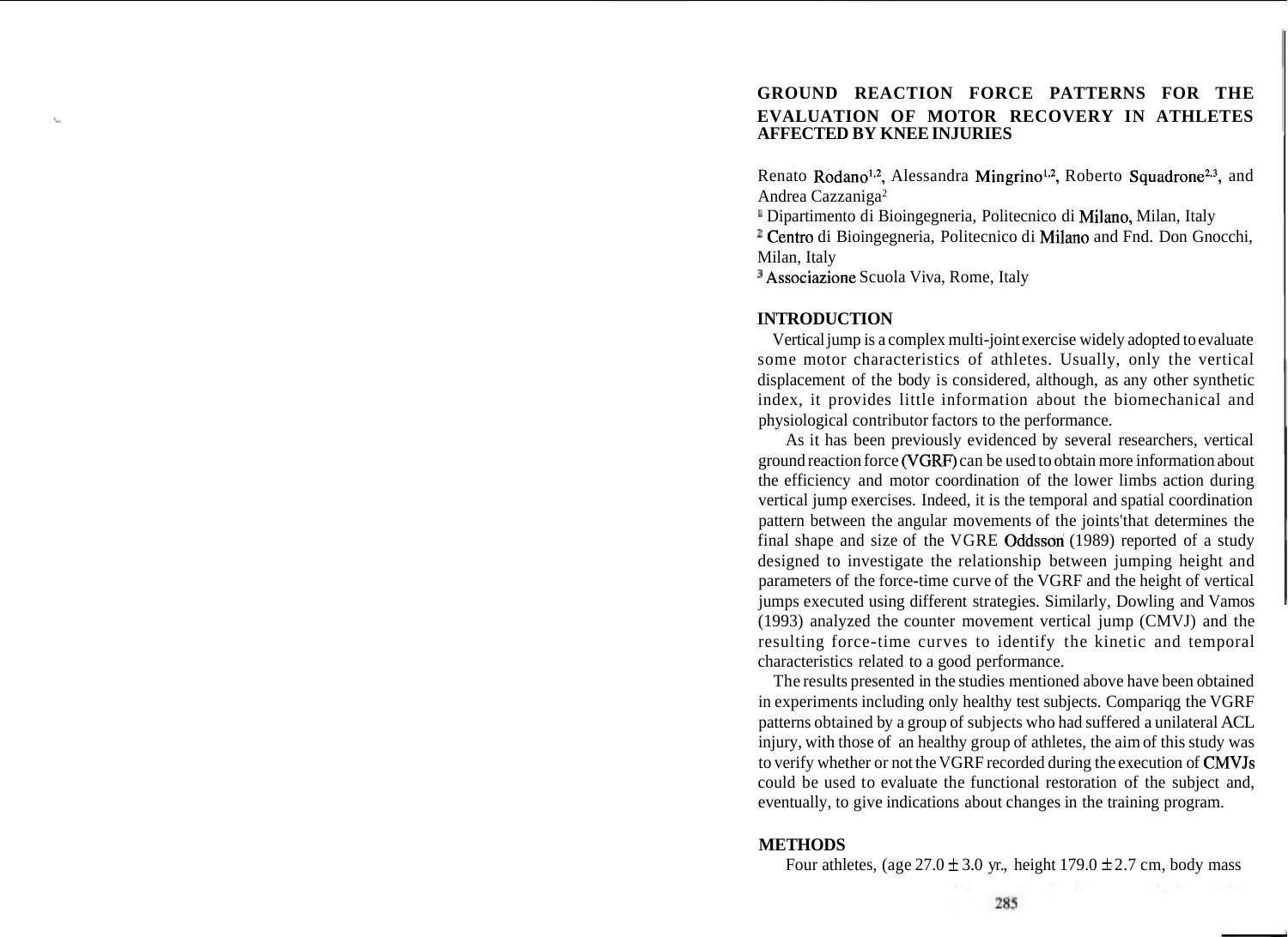# GROUND REACTION FORCE PATTERNS FOR THE EVALUATION OF MOTOR RECOVERY IN ATHLETES AFFECTED BY KNEE INJURIES

Renato Rodano[1,2], Alessandra Mingrino[1,2], Roberto Squadrone[2,3], and Andrea Cazzaniga[2]

[1] Dipartimento di Bioingegneria, Politecnico di Milano, Milan, Italy

[2] Centro di Bioingegneria, Politecnico di Milano and Fnd. Don Gnocchi, Milan, Italy

[3] Associazione Scuola Viva, Rome, Italy

## INTRODUCTION

Vertical jump is a complex multi-joint exercise widely adopted to evaluate some motor characteristics of athletes. Usually, only the vertical displacement of the body is considered, although, as any other synthetic index, it provides little information about the biomechanical and physiological contributor factors to the performance.

As it has been previously evidenced by several researchers, vertical ground reaction force (VGRF) can be used to obtain more information about the efficiency and motor coordination of the lower limbs action during vertical jump exercises. Indeed, it is the temporal and spatial coordination pattern between the angular movements of the joints'that determines the final shape and size of the VGRE Oddsson (1989) reported of a study designed to investigate the relationship between jumping height and parameters of the force-time curve of the VGRF and the height of vertical jumps executed using different strategies. Similarly, Dowling and Vamos (1993) analyzed the counter movement vertical jump (CMVJ) and the resulting force-time curves to identify the kinetic and temporal characteristics related to a good performance.

The results presented in the studies mentioned above have been obtained in experiments including only healthy test subjects. Compariqg the VGRF patterns obtained by a group of subjects who had suffered a unilateral ACL injury, with those of an healthy group of athletes, the aim of this study was to verify whether or not the VGRF recorded during the execution of CMVJs could be used to evaluate the functional restoration of the subject and, eventually, to give indications about changes in the training program.

## METHODS

Four athletes, (age 27.0 ± 3.0 yr., height 179.0 ± 2.7 cm, body mass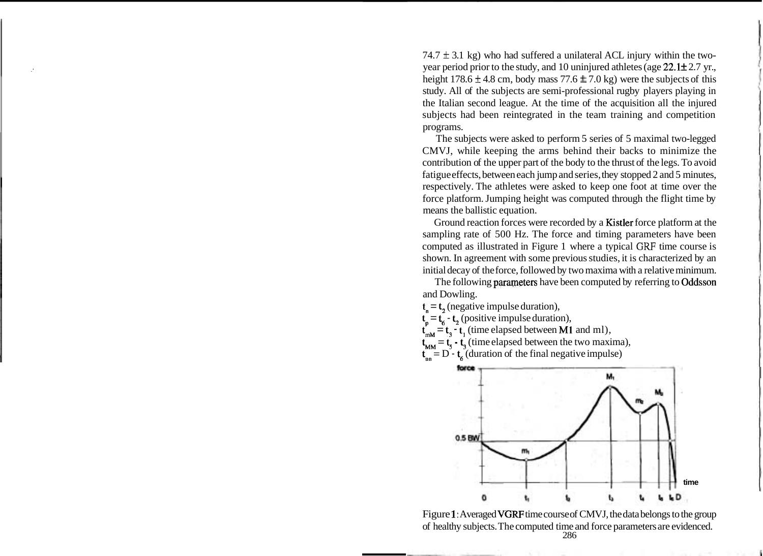74.7 ± 3.1 kg) who had suffered a unilateral ACL injury within the two-year period prior to the study, and 10 uninjured athletes (age 22.1 ± 2.7 yr., height 178.6 ± 4.8 cm, body mass 77.6 ± 7.0 kg) were the subjects of this study. All of the subjects are semi-professional rugby players playing in the Italian second league. At the time of the acquisition all the injured subjects had been reintegrated in the team training and competition programs.

The subjects were asked to perform 5 series of 5 maximal two-legged CMVJ, while keeping the arms behind their backs to minimize the contribution of the upper part of the body to the thrust of the legs. To avoid fatigue effects, between each jump and series, they stopped 2 and 5 minutes, respectively. The athletes were asked to keep one foot at time over the force platform. Jumping height was computed through the flight time by means the ballistic equation.

Ground reaction forces were recorded by a Kistler force platform at the sampling rate of 500 Hz. The force and timing parameters have been computed as illustrated in Figure 1 where a typical GRF time course is shown. In agreement with some previous studies, it is characterized by an initial decay of the force, followed by two maxima with a relative minimum.

The following parameters have been computed by referring to Oddsson and Dowling.

$t_n = t_2$ (negative impulse duration),
$t_p = t_6 - t_2$ (positive impulse duration),
$t_{mM} = t_3 - t_1$ (time elapsed between M1 and ml),
$t_{MM} = t_5 - t_3$ (time elapsed between the two maxima),
$t_{nn} = D - t_6$ (duration of the final negative impulse)

Figure 1: Averaged VGRF time course of CMVJ, the data belongs to the group of healthy subjects. The computed time and force parameters are evidenced.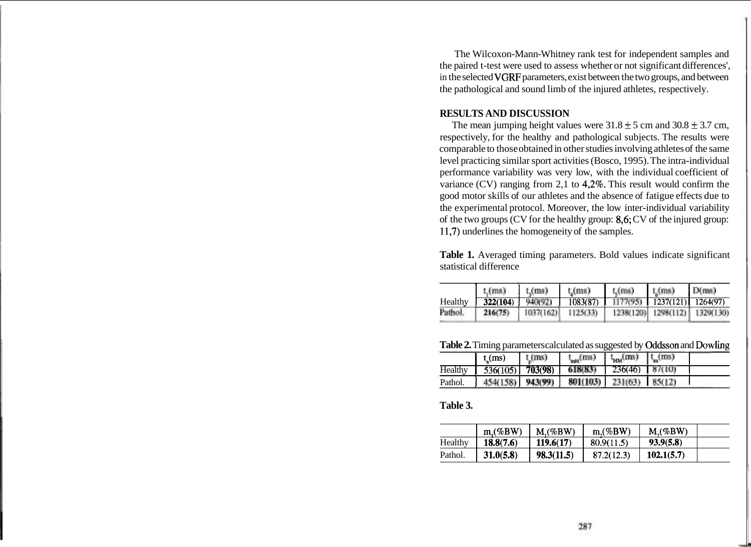The Wilcoxon-Mann-Whitney rank test for independent samples and the paired t-test were used to assess whether or not significant differences', in the selected VGRF parameters, exist between the two groups, and between the pathological and sound limb of the injured athletes, respectively.

## RESULTS AND DISCUSSION

The mean jumping height values were 31.8 ± 5 cm and 30.8 ± 3.7 cm, respectively, for the healthy and pathological subjects. The results were comparable to those obtained in other studies involving athletes of the same level practicing similar sport activities (Bosco, 1995). The intra-individual performance variability was very low, with the individual coefficient of variance (CV) ranging from 2,1 to 4,2%. This result would confirm the good motor skills of our athletes and the absence of fatigue effects due to the experimental protocol. Moreover, the low inter-individual variability of the two groups (CV for the healthy group: 8,6; CV of the injured group: 11,7) underlines the homogeneity of the samples.

**Table 1.** Averaged timing parameters. Bold values indicate significant statistical difference

| | $t_1$(ms) | $t_2$(ms) | $t_4$(ms) | $t_5$(ms) | $t_6$(ms) | D(ms) |
|---|---|---|---|---|---|---|
| Healthy | **322(104)** | 940(92) | 1083(87) | 1177(95) | 1237(121) | 1264(97) |
| Pathol. | **216(75)** | 1037(162) | 1125(33) | 1238(120) | 1298(112) | 1329(130) |

**Table 2.** Timing parameters calculated as suggested by Oddsson and Dowling

| | $t_n$(ms) | $t_p$(ms) | $t_{mM}$(ms) | $t_{MM}$(ms) | $t_m$(ms) |
|---|---|---|---|---|---|
| Healthy | 536(105) | **703(98)** | **618(83)** | 236(46) | 87(10) |
| Pathol. | 454(158) | **943(99)** | **801(103)** | 231(63) | 85(12) |

**Table 3.**

| | $m_1$(%BW) | $M_1$(%BW) | $m_2$(%BW) | $M_2$(%BW) |
|---|---|---|---|---|
| Healthy | **18.8(7.6)** | **119.6(17)** | 80.9(11.5) | **93.9(5.8)** |
| Pathol. | **31.0(5.8)** | **98.3(11.5)** | 87.2(12.3) | **102.1(5.7)** |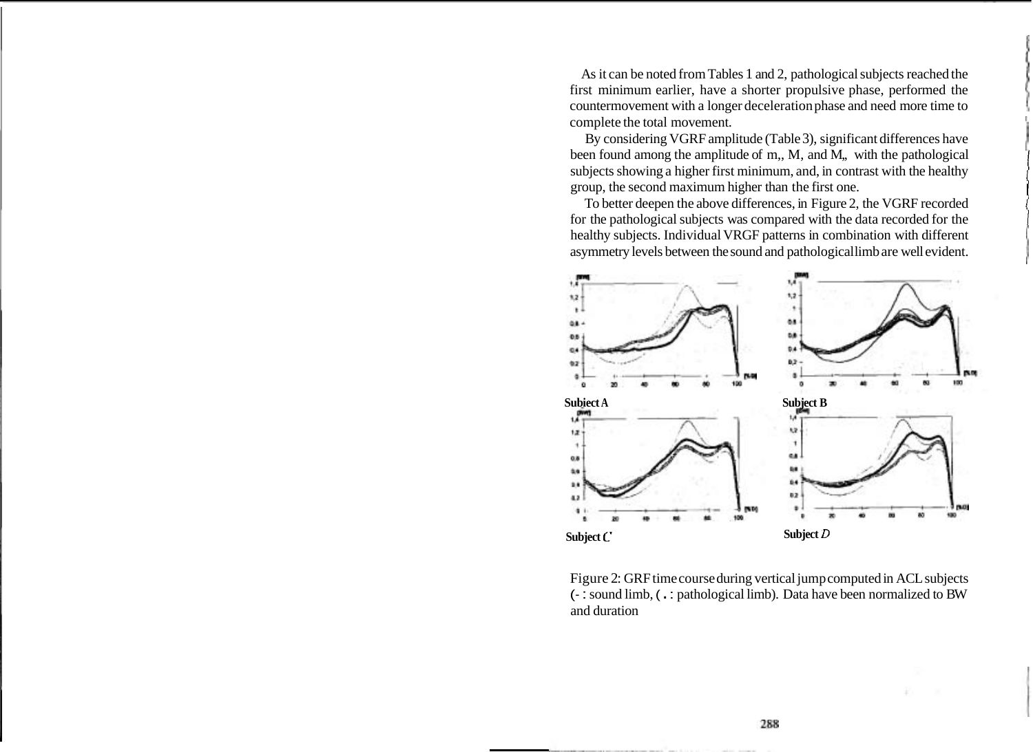As it can be noted from Tables 1 and 2, pathological subjects reached the first minimum earlier, have a shorter propulsive phase, performed the countermovement with a longer deceleration phase and need more time to complete the total movement.

By considering VGRF amplitude (Table 3), significant differences have been found among the amplitude of $m_I$, $M_I$ and $M_{II}$ with the pathological subjects showing a higher first minimum, and, in contrast with the healthy group, the second maximum higher than the first one.

To better deepen the above differences, in Figure 2, the VGRF recorded for the pathological subjects was compared with the data recorded for the healthy subjects. Individual VRGF patterns in combination with different asymmetry levels between the sound and pathological limb are well evident.

Subject A

Subject B

Subject C

Subject D

Figure 2: GRF time course during vertical jump computed in ACL subjects (- : sound limb, ( . : pathological limb). Data have been normalized to BW and duration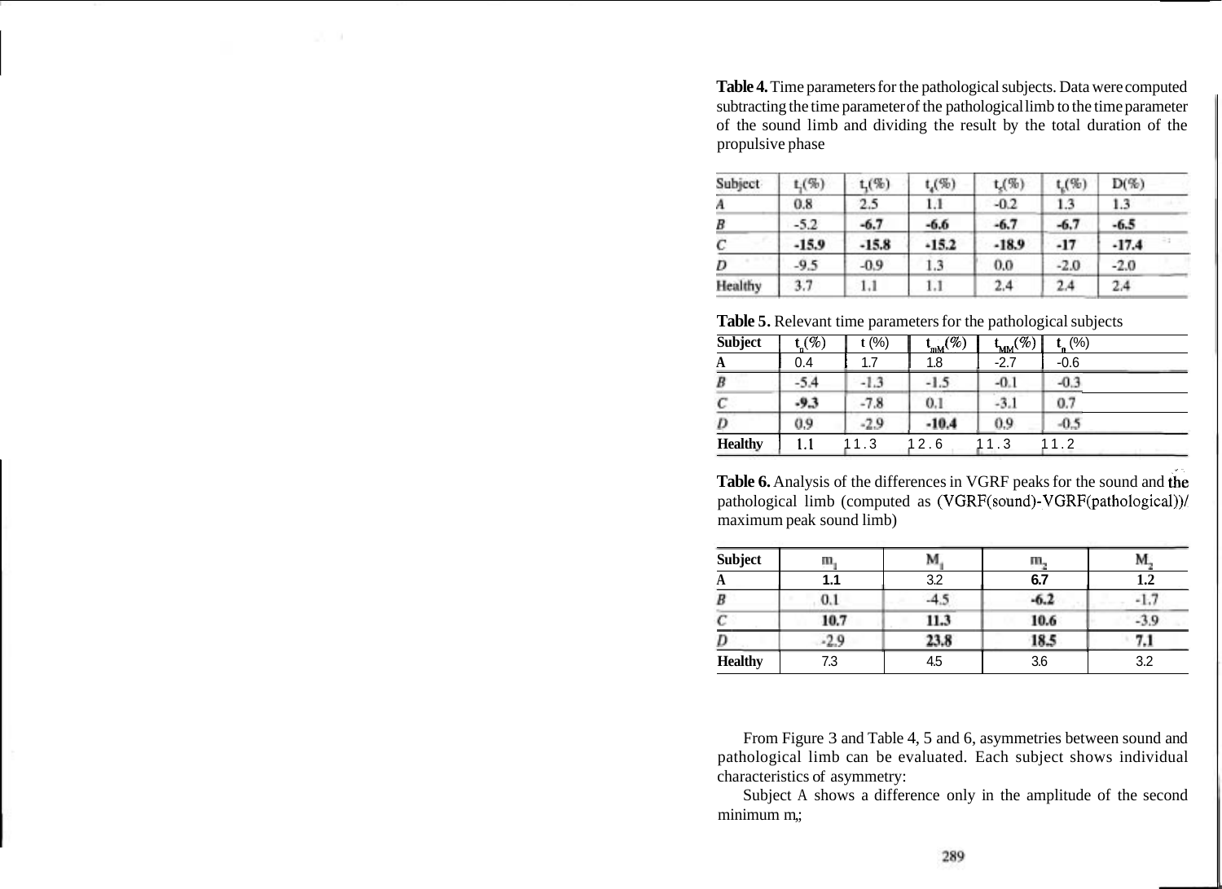**Table 4.** Time parameters for the pathological subjects. Data were computed subtracting the time parameter of the pathological limb to the time parameter of the sound limb and dividing the result by the total duration of the propulsive phase

| Subject | $t_2$(%) | $t_3$(%) | $t_4$(%) | $t_5$(%) | $t_6$(%) | D(%) |
|---|---|---|---|---|---|---|
| *A* | 0.8 | 2.5 | 1.1 | -0.2 | 1.3 | 1.3 |
| *B* | -5.2 | **-6.7** | **-6.6** | **-6.7** | **-6.7** | **-6.5** |
| *C* | **-15.9** | **-15.8** | **-15.2** | **-18.9** | **-17** | **-17.4** |
| *D* | -9.5 | -0.9 | 1.3 | 0.0 | -2.0 | -2.0 |
| Healthy | 3.7 | 1.1 | 1.1 | 2.4 | 2.4 | 2.4 |

**Table 5.** Relevant time parameters for the pathological subjects

| Subject | $t_n$(%) | t (%) | $t_{mM}$(%) | $t_{MM}$(%) | $t_n$ (%) |
|---|---|---|---|---|---|
| **A** | 0.4 | 1.7 | 1.8 | -2.7 | -0.6 |
| *B* | -5.4 | -1.3 | -1.5 | -0.1 | -0.3 |
| *C* | **-9.3** | -7.8 | 0.1 | -3.1 | 0.7 |
| *D* | 0.9 | -2.9 | **-10.4** | 0.9 | -0.5 |
| **Healthy** | 1.1 | 11.3 | 12.6 | 11.3 | 11.2 |

**Table 6.** Analysis of the differences in VGRF peaks for the sound and the pathological limb (computed as (VGRF(sound)-VGRF(pathological))/ maximum peak sound limb)

| Subject | $m_1$ | $M_1$ | $m_2$ | $M_2$ |
|---|---|---|---|---|
| **A** | **1.1** | 3.2 | **6.7** | **1.2** |
| *B* | 0.1 | -4.5 | **-6.2** | -1.7 |
| *C* | **10.7** | **11.3** | **10.6** | -3.9 |
| *D* | -2.9 | **23.8** | **18.5** | **7.1** |
| **Healthy** | 7.3 | 4.5 | 3.6 | 3.2 |

From Figure 3 and Table 4, 5 and 6, asymmetries between sound and pathological limb can be evaluated. Each subject shows individual characteristics of asymmetry:

Subject A shows a difference only in the amplitude of the second minimum $m_2$;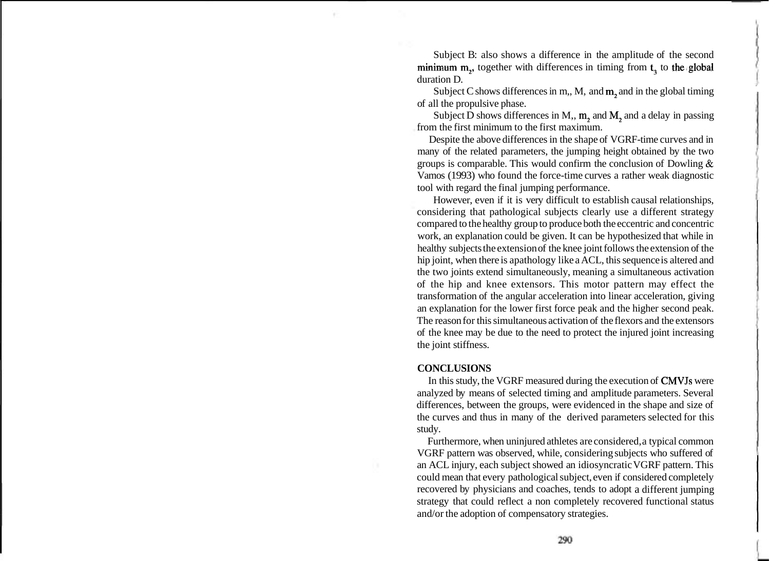Subject B: also shows a difference in the amplitude of the second minimum $m_2$, together with differences in timing from $t_3$ to the global duration D.

Subject C shows differences in $m_1$, M, and $m_2$ and in the global timing of all the propulsive phase.

Subject D shows differences in $M_1$, $m_2$ and $M_2$ and a delay in passing from the first minimum to the first maximum.

Despite the above differences in the shape of VGRF-time curves and in many of the related parameters, the jumping height obtained by the two groups is comparable. This would confirm the conclusion of Dowling & Vamos (1993) who found the force-time curves a rather weak diagnostic tool with regard the final jumping performance.

However, even if it is very difficult to establish causal relationships, considering that pathological subjects clearly use a different strategy compared to the healthy group to produce both the eccentric and concentric work, an explanation could be given. It can be hypothesized that while in healthy subjects the extension of the knee joint follows the extension of the hip joint, when there is apathology like a ACL, this sequence is altered and the two joints extend simultaneously, meaning a simultaneous activation of the hip and knee extensors. This motor pattern may effect the transformation of the angular acceleration into linear acceleration, giving an explanation for the lower first force peak and the higher second peak. The reason for this simultaneous activation of the flexors and the extensors of the knee may be due to the need to protect the injured joint increasing the joint stiffness.

**CONCLUSIONS**

In this study, the VGRF measured during the execution of CMVJs were analyzed by means of selected timing and amplitude parameters. Several differences, between the groups, were evidenced in the shape and size of the curves and thus in many of the derived parameters selected for this study.

Furthermore, when uninjured athletes are considered, a typical common VGRF pattern was observed, while, considering subjects who suffered of an ACL injury, each subject showed an idiosyncratic VGRF pattern. This could mean that every pathological subject, even if considered completely recovered by physicians and coaches, tends to adopt a different jumping strategy that could reflect a non completely recovered functional status and/or the adoption of compensatory strategies.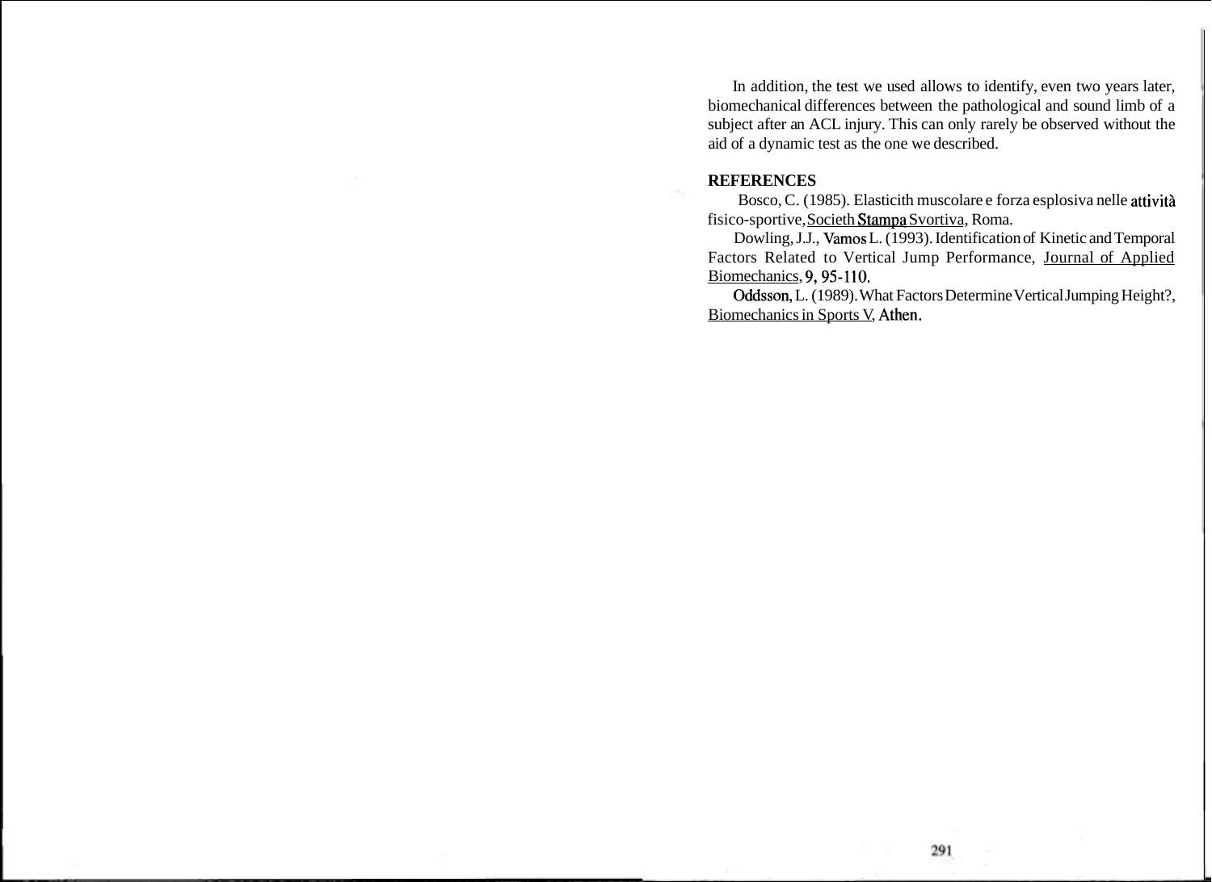In addition, the test we used allows to identify, even two years later, biomechanical differences between the pathological and sound limb of a subject after an ACL injury. This can only rarely be observed without the aid of a dynamic test as the one we described.

**REFERENCES**

Bosco, C. (1985). Elasticith muscolare e forza esplosiva nelle attività fisico-sportive, Societh Stampa Svortiva, Roma.

Dowling, J.J., Vamos L. (1993). Identification of Kinetic and Temporal Factors Related to Vertical Jump Performance, Journal of Applied Biomechanics, 9, 95-110.

Oddsson, L. (1989). What Factors Determine Vertical Jumping Height?, Biomechanics in Sports V, Athen.